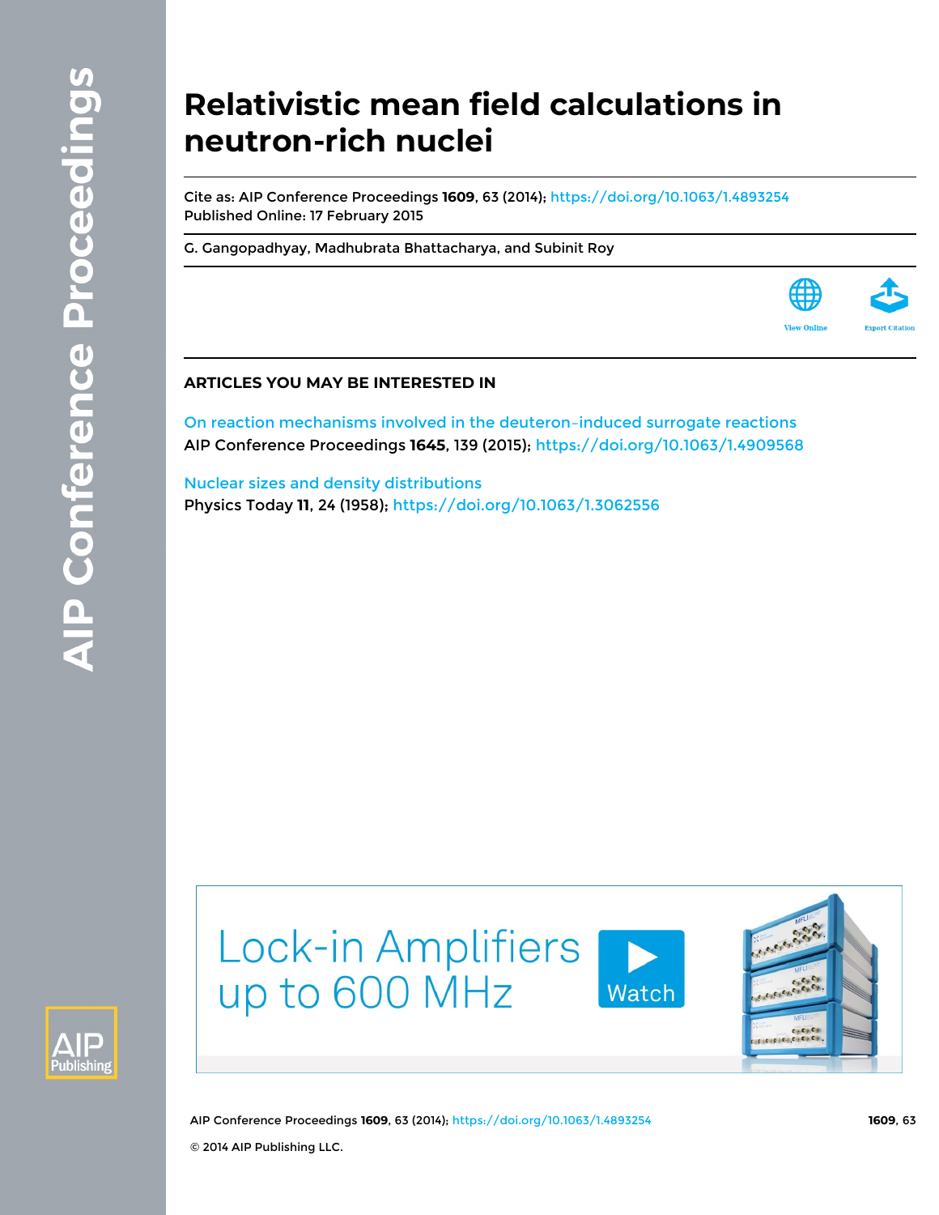# Relativistic mean field calculations in neutron-rich nuclei

Cite as: AIP Conference Proceedings **1609**, 63 (2014); https://doi.org/10.1063/1.4893254
Published Online: 17 February 2015

G. Gangopadhyay, Madhubrata Bhattacharya, and Subinit Roy

## ARTICLES YOU MAY BE INTERESTED IN

On reaction mechanisms involved in the deuteron-induced surrogate reactions
AIP Conference Proceedings **1645**, 139 (2015); https://doi.org/10.1063/1.4909568

Nuclear sizes and density distributions
Physics Today **11**, 24 (1958); https://doi.org/10.1063/1.3062556

© 2014 AIP Publishing LLC.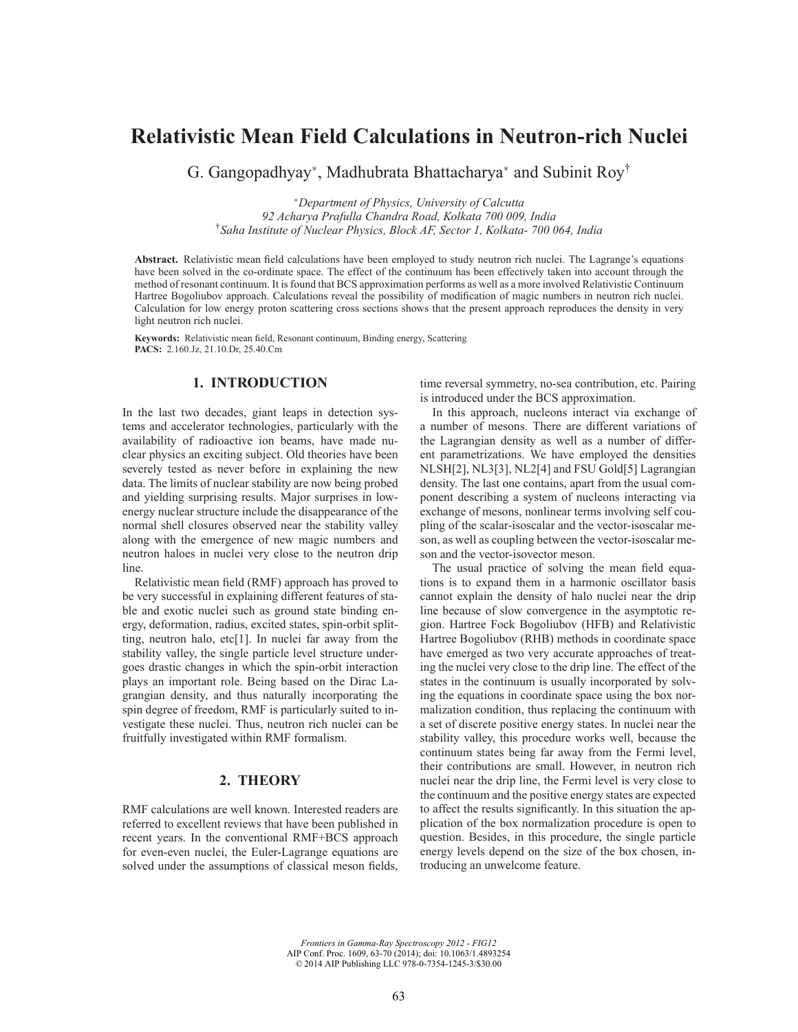# Relativistic Mean Field Calculations in Neutron-rich Nuclei

G. Gangopadhyay*, Madhubrata Bhattacharya* and Subinit Roy†

*Department of Physics, University of Calcutta
92 Acharya Prafulla Chandra Road, Kolkata 700 009, India*
†*Saha Institute of Nuclear Physics, Block AF, Sector 1, Kolkata- 700 064, India*

**Abstract.** Relativistic mean field calculations have been employed to study neutron rich nuclei. The Lagrange's equations have been solved in the co-ordinate space. The effect of the continuum has been effectively taken into account through the method of resonant continuum. It is found that BCS approximation performs as well as a more involved Relativistic Continuum Hartree Bogoliubov approach. Calculations reveal the possibility of modification of magic numbers in neutron rich nuclei. Calculation for low energy proton scattering cross sections shows that the present approach reproduces the density in very light neutron rich nuclei.

**Keywords:** Relativistic mean field, Resonant continuum, Binding energy, Scattering
**PACS:** 2.160.Jz, 21.10.Dr, 25.40.Cm

## 1. INTRODUCTION

In the last two decades, giant leaps in detection systems and accelerator technologies, particularly with the availability of radioactive ion beams, have made nuclear physics an exciting subject. Old theories have been severely tested as never before in explaining the new data. The limits of nuclear stability are now being probed and yielding surprising results. Major surprises in low-energy nuclear structure include the disappearance of the normal shell closures observed near the stability valley along with the emergence of new magic numbers and neutron haloes in nuclei very close to the neutron drip line.

Relativistic mean field (RMF) approach has proved to be very successful in explaining different features of stable and exotic nuclei such as ground state binding energy, deformation, radius, excited states, spin-orbit splitting, neutron halo, etc[1]. In nuclei far away from the stability valley, the single particle level structure undergoes drastic changes in which the spin-orbit interaction plays an important role. Being based on the Dirac Lagrangian density, and thus naturally incorporating the spin degree of freedom, RMF is particularly suited to investigate these nuclei. Thus, neutron rich nuclei can be fruitfully investigated within RMF formalism.

## 2. THEORY

RMF calculations are well known. Interested readers are referred to excellent reviews that have been published in recent years. In the conventional RMF+BCS approach for even-even nuclei, the Euler-Lagrange equations are solved under the assumptions of classical meson fields, time reversal symmetry, no-sea contribution, etc. Pairing is introduced under the BCS approximation.

In this approach, nucleons interact via exchange of a number of mesons. There are different variations of the Lagrangian density as well as a number of different parametrizations. We have employed the densities NLSH[2], NL3[3], NL2[4] and FSU Gold[5] Lagrangian density. The last one contains, apart from the usual component describing a system of nucleons interacting via exchange of mesons, nonlinear terms involving self coupling of the scalar-isoscalar and the vector-isoscalar meson, as well as coupling between the vector-isoscalar meson and the vector-isovector meson.

The usual practice of solving the mean field equations is to expand them in a harmonic oscillator basis cannot explain the density of halo nuclei near the drip line because of slow convergence in the asymptotic region. Hartree Fock Bogoliubov (HFB) and Relativistic Hartree Bogoliubov (RHB) methods in coordinate space have emerged as two very accurate approaches of treating the nuclei very close to the drip line. The effect of the states in the continuum is usually incorporated by solving the equations in coordinate space using the box normalization condition, thus replacing the continuum with a set of discrete positive energy states. In nuclei near the stability valley, this procedure works well, because the continuum states being far away from the Fermi level, their contributions are small. However, in neutron rich nuclei near the drip line, the Fermi level is very close to the continuum and the positive energy states are expected to affect the results significantly. In this situation the application of the box normalization procedure is open to question. Besides, in this procedure, the single particle energy levels depend on the size of the box chosen, introducing an unwelcome feature.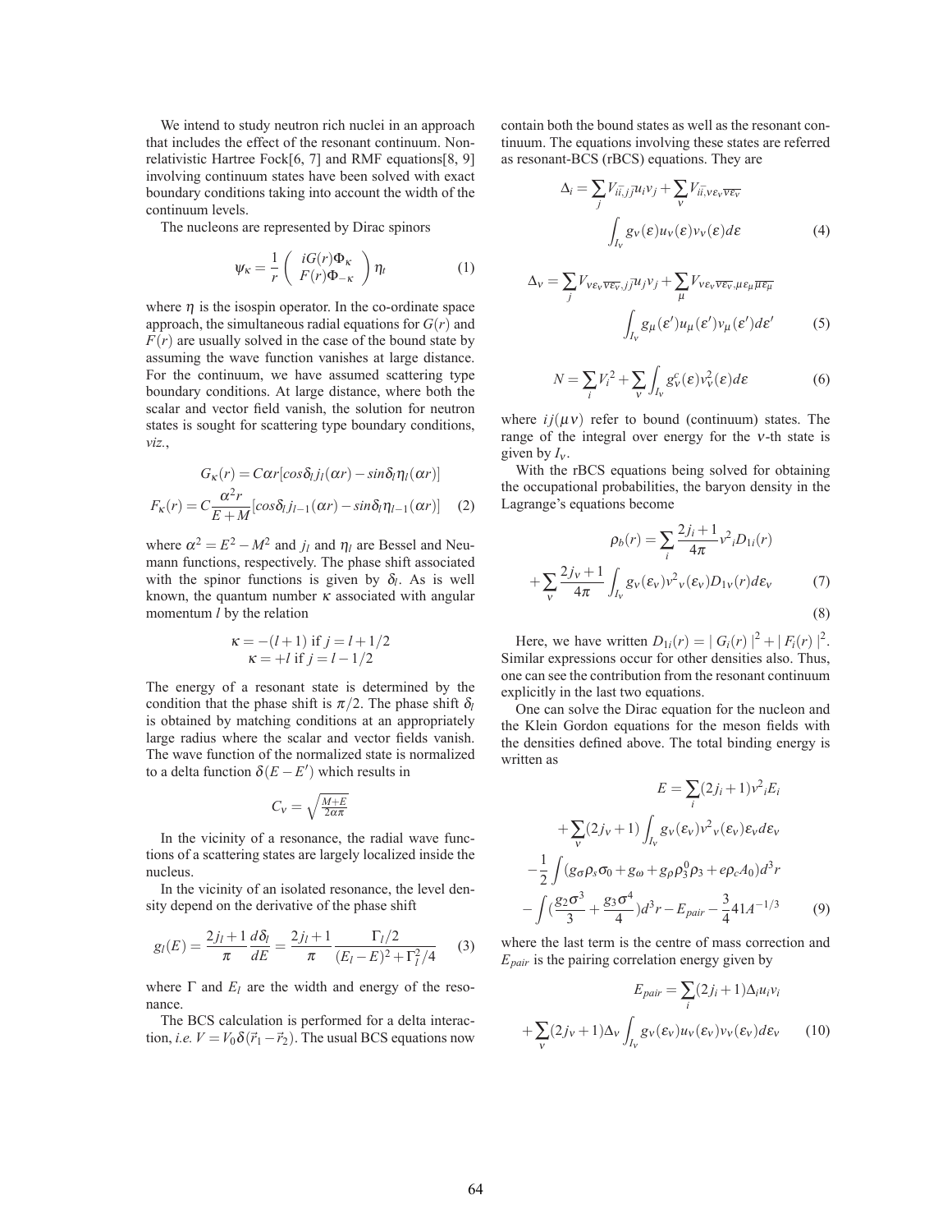We intend to study neutron rich nuclei in an approach that includes the effect of the resonant continuum. Non-relativistic Hartree Fock[6, 7] and RMF equations[8, 9] involving continuum states have been solved with exact boundary conditions taking into account the width of the continuum levels.

The nucleons are represented by Dirac spinors

$$\psi_\kappa = \frac{1}{r}\left( \begin{array}{c} iG(r)\Phi_\kappa \\ F(r)\Phi_{-\kappa} \end{array} \right)\eta_t \tag{1}$$

where $\eta$ is the isospin operator. In the co-ordinate space approach, the simultaneous radial equations for $G(r)$ and $F(r)$ are usually solved in the case of the bound state by assuming the wave function vanishes at large distance. For the continuum, we have assumed scattering type boundary conditions. At large distance, where both the scalar and vector field vanish, the solution for neutron states is sought for scattering type boundary conditions, *viz.*,

$$G_\kappa(r) = C\alpha r[cos\delta_l j_l(\alpha r) - sin\delta_l \eta_l(\alpha r)]$$
$$F_\kappa(r) = C\frac{\alpha^2 r}{E+M}[cos\delta_l j_{l-1}(\alpha r) - sin\delta_l \eta_{l-1}(\alpha r)] \tag{2}$$

where $\alpha^2 = E^2 - M^2$ and $j_l$ and $\eta_l$ are Bessel and Neumann functions, respectively. The phase shift associated with the spinor functions is given by $\delta_l$. As is well known, the quantum number $\kappa$ associated with angular momentum $l$ by the relation

$$\kappa = -(l+1) \text{ if } j = l+1/2$$
$$\kappa = +l \text{ if } j = l-1/2$$

The energy of a resonant state is determined by the condition that the phase shift is $\pi/2$. The phase shift $\delta_l$ is obtained by matching conditions at an appropriately large radius where the scalar and vector fields vanish. The wave function of the normalized state is normalized to a delta function $\delta(E-E')$ which results in

$$C_\nu = \sqrt{\frac{M+E}{2\alpha\pi}}$$

In the vicinity of a resonance, the radial wave functions of a scattering states are largely localized inside the nucleus.

In the vicinity of an isolated resonance, the level density depend on the derivative of the phase shift

$$g_l(E) = \frac{2j_l+1}{\pi}\frac{d\delta_l}{dE} = \frac{2j_l+1}{\pi}\frac{\Gamma_l/2}{(E_l-E)^2+\Gamma_l^2/4} \tag{3}$$

where $\Gamma$ and $E_l$ are the width and energy of the resonance.

The BCS calculation is performed for a delta interaction, *i.e.* $V = V_0\delta(\vec{r}_1 - \vec{r}_2)$. The usual BCS equations now contain both the bound states as well as the resonant continuum. The equations involving these states are referred as resonant-BCS (rBCS) equations. They are

$$\Delta_i = \sum_j V_{i\bar{i},j\bar{j}} u_j v_j + \sum_\nu V_{i\bar{i},\nu\varepsilon_\nu\overline{\nu\varepsilon_\nu}} \int_{I_\nu} g_\nu(\varepsilon) u_\nu(\varepsilon) v_\nu(\varepsilon) d\varepsilon \tag{4}$$

$$\Delta_\nu = \sum_j V_{\nu\varepsilon_\nu\overline{\nu\varepsilon_\nu},j\bar{j}} u_j v_j + \sum_\mu V_{\nu\varepsilon_\nu\overline{\nu\varepsilon_\nu},\mu\varepsilon_\mu\overline{\mu\varepsilon_\mu}} \int_{I_\nu} g_\mu(\varepsilon') u_\mu(\varepsilon') v_\mu(\varepsilon') d\varepsilon' \tag{5}$$

$$N = \sum_i V_i^2 + \sum_\nu \int_{I_\nu} g_\nu^c(\varepsilon) v_\nu^2(\varepsilon) d\varepsilon \tag{6}$$

where $ij(\mu\nu)$ refer to bound (continuum) states. The range of the integral over energy for the $\nu$-th state is given by $I_\nu$.

With the rBCS equations being solved for obtaining the occupational probabilities, the baryon density in the Lagrange's equations become

$$\rho_b(r) = \sum_i \frac{2j_i+1}{4\pi} v^2{}_i D_{1i}(r) + \sum_\nu \frac{2j_\nu+1}{4\pi} \int_{I_\nu} g_\nu(\varepsilon_\nu) v^2{}_\nu(\varepsilon_\nu) D_{1\nu}(r) d\varepsilon_\nu \tag{7}$$

$$\tag{8}$$

Here, we have written $D_{1i}(r) = |G_i(r)|^2 + |F_i(r)|^2$. Similar expressions occur for other densities also. Thus, one can see the contribution from the resonant continuum explicitly in the last two equations.

One can solve the Dirac equation for the nucleon and the Klein Gordon equations for the meson fields with the densities defined above. The total binding energy is written as

$$E = \sum_i (2j_i+1) v^2{}_i E_i + \sum_\nu (2j_\nu+1) \int_{I_\nu} g_\nu(\varepsilon_\nu) v^2{}_\nu(\varepsilon_\nu) \varepsilon_\nu d\varepsilon_\nu - \frac{1}{2}\int (g_\sigma\rho_s\sigma_0 + g_\omega + g_\rho\rho_3^0\rho_3 + e\rho_c A_0) d^3r - \int (\frac{g_2\sigma^3}{3} + \frac{g_3\sigma^4}{4}) d^3r - E_{pair} - \frac{3}{4}41A^{-1/3} \tag{9}$$

where the last term is the centre of mass correction and $E_{pair}$ is the pairing correlation energy given by

$$E_{pair} = \sum_i (2j_i+1)\Delta_i u_i v_i + \sum_\nu (2j_\nu+1)\Delta_\nu \int_{I_\nu} g_\nu(\varepsilon_\nu) u_\nu(\varepsilon_\nu) v_\nu(\varepsilon_\nu) d\varepsilon_\nu \tag{10}$$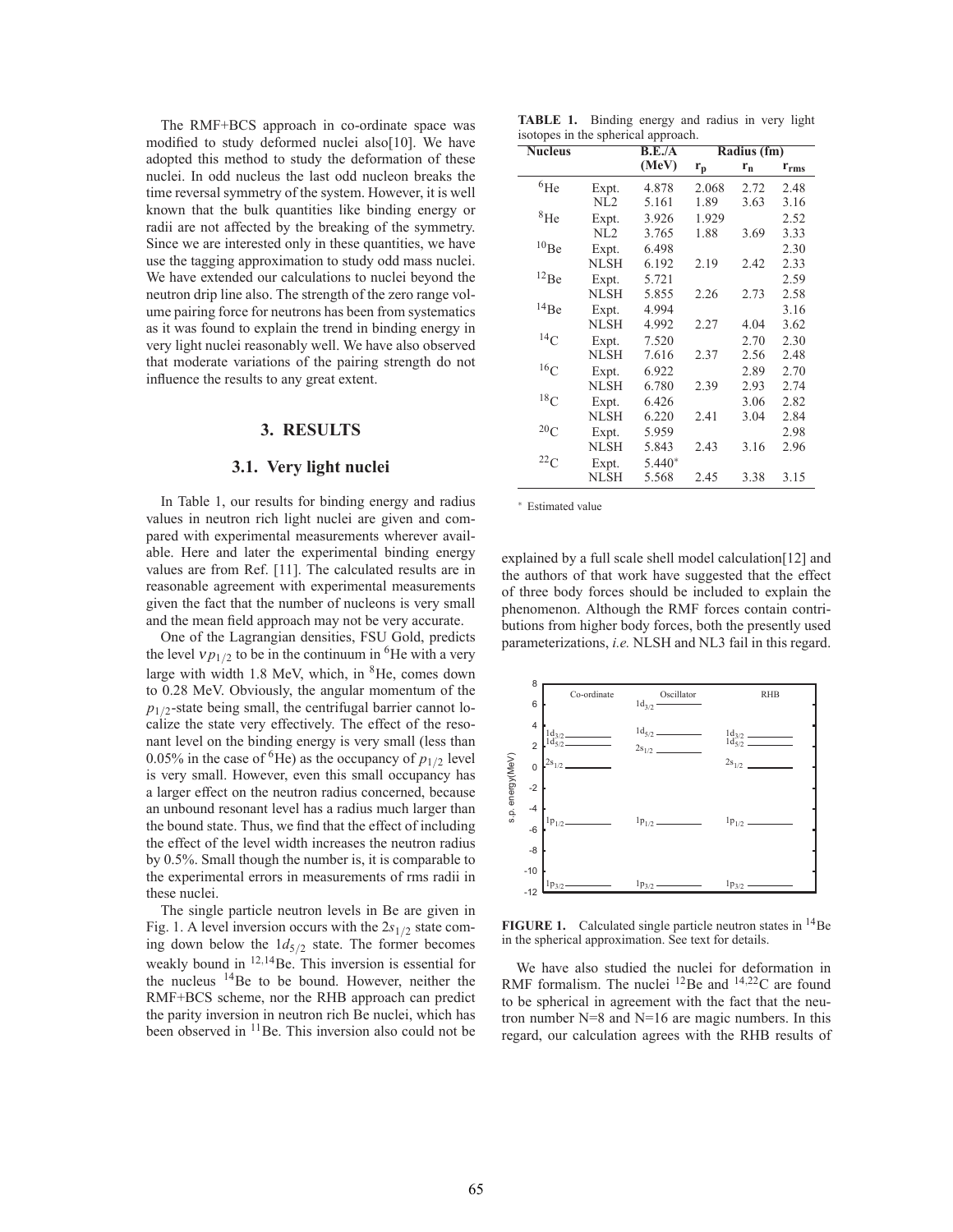The RMF+BCS approach in co-ordinate space was modified to study deformed nuclei also[10]. We have adopted this method to study the deformation of these nuclei. In odd nucleus the last odd nucleon breaks the time reversal symmetry of the system. However, it is well known that the bulk quantities like binding energy or radii are not affected by the breaking of the symmetry. Since we are interested only in these quantities, we have use the tagging approximation to study odd mass nuclei. We have extended our calculations to nuclei beyond the neutron drip line also. The strength of the zero range volume pairing force for neutrons has been from systematics as it was found to explain the trend in binding energy in very light nuclei reasonably well. We have also observed that moderate variations of the pairing strength do not influence the results to any great extent.

## 3. RESULTS

### 3.1. Very light nuclei

In Table 1, our results for binding energy and radius values in neutron rich light nuclei are given and compared with experimental measurements wherever available. Here and later the experimental binding energy values are from Ref. [11]. The calculated results are in reasonable agreement with experimental measurements given the fact that the number of nucleons is very small and the mean field approach may not be very accurate.

One of the Lagrangian densities, FSU Gold, predicts the level $\nu p_{1/2}$ to be in the continuum in $^6$He with a very large with width 1.8 MeV, which, in $^8$He, comes down to 0.28 MeV. Obviously, the angular momentum of the $p_{1/2}$-state being small, the centrifugal barrier cannot localize the state very effectively. The effect of the resonant level on the binding energy is very small (less than 0.05% in the case of $^6$He) as the occupancy of $p_{1/2}$ level is very small. However, even this small occupancy has a larger effect on the neutron radius concerned, because an unbound resonant level has a radius much larger than the bound state. Thus, we find that the effect of including the effect of the level width increases the neutron radius by 0.5%. Small though the number is, it is comparable to the experimental errors in measurements of rms radii in these nuclei.

The single particle neutron levels in Be are given in Fig. 1. A level inversion occurs with the $2s_{1/2}$ state coming down below the $1d_{5/2}$ state. The former becomes weakly bound in $^{12,14}$Be. This inversion is essential for the nucleus $^{14}$Be to be bound. However, neither the RMF+BCS scheme, nor the RHB approach can predict the parity inversion in neutron rich Be nuclei, which has been observed in $^{11}$Be. This inversion also could not be explained by a full scale shell model calculation[12] and the authors of that work have suggested that the effect of three body forces should be included to explain the phenomenon. Although the RMF forces contain contributions from higher body forces, both the presently used parameterizations, *i.e.* NLSH and NL3 fail in this regard.

**TABLE 1.** Binding energy and radius in very light isotopes in the spherical approach.

| Nucleus | | B.E./A (MeV) | Radius (fm) $r_p$ | $r_n$ | $r_{rms}$ |
|---|---|---|---|---|---|
| $^6$He | Expt. | 4.878 | 2.068 | 2.72 | 2.48 |
| | NL2 | 5.161 | 1.89 | 3.63 | 3.16 |
| $^8$He | Expt. | 3.926 | 1.929 | | 2.52 |
| | NL2 | 3.765 | 1.88 | 3.69 | 3.33 |
| $^{10}$Be | Expt. | 6.498 | | | 2.30 |
| | NLSH | 6.192 | 2.19 | 2.42 | 2.33 |
| $^{12}$Be | Expt. | 5.721 | | | 2.59 |
| | NLSH | 5.855 | 2.26 | 2.73 | 2.58 |
| $^{14}$Be | Expt. | 4.994 | | | 3.16 |
| | NLSH | 4.992 | 2.27 | 4.04 | 3.62 |
| $^{14}$C | Expt. | 7.520 | | 2.70 | 2.30 |
| | NLSH | 7.616 | 2.37 | 2.56 | 2.48 |
| $^{16}$C | Expt. | 6.922 | | 2.89 | 2.70 |
| | NLSH | 6.780 | 2.39 | 2.93 | 2.74 |
| $^{18}$C | Expt. | 6.426 | | 3.06 | 2.82 |
| | NLSH | 6.220 | 2.41 | 3.04 | 2.84 |
| $^{20}$C | Expt. | 5.959 | | | 2.98 |
| | NLSH | 5.843 | 2.43 | 3.16 | 2.96 |
| $^{22}$C | Expt. | 5.440* | | | |
| | NLSH | 5.568 | 2.45 | 3.38 | 3.15 |

\* Estimated value

s.p. energy(MeV)
8
6
4
2
0
-2
-4
-6
-8
-10
-12
Co-ordinate
Oscillator
RHB
$1d_{3/2}$
$1d_{5/2}$
$2s_{1/2}$
$1p_{1/2}$
$1p_{3/2}$

**FIGURE 1.** Calculated single particle neutron states in $^{14}$Be in the spherical approximation. See text for details.

We have also studied the nuclei for deformation in RMF formalism. The nuclei $^{12}$Be and $^{14,22}$C are found to be spherical in agreement with the fact that the neutron number N=8 and N=16 are magic numbers. In this regard, our calculation agrees with the RHB results of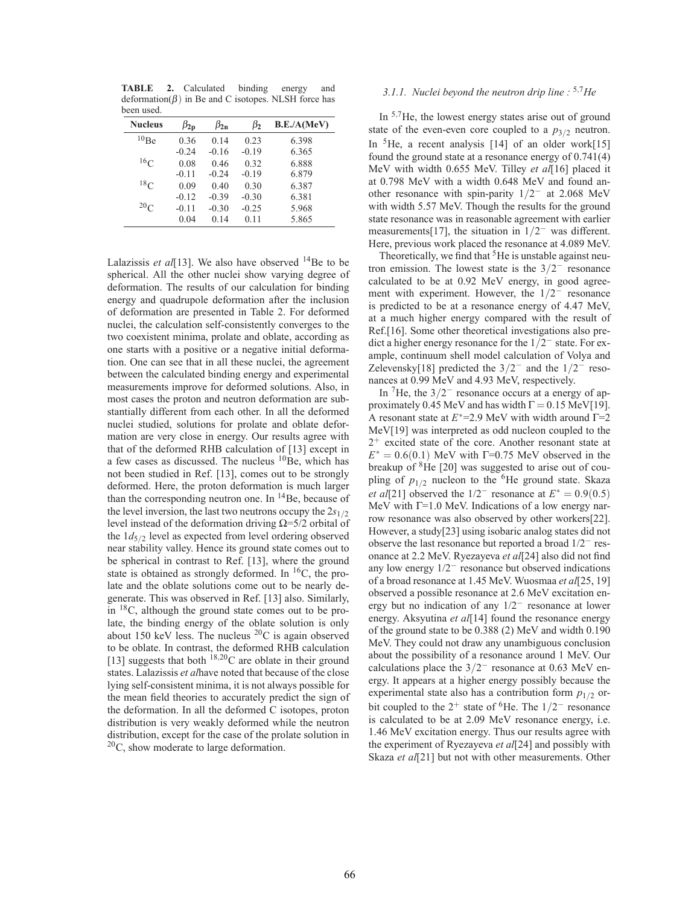**TABLE 2.** Calculated binding energy and deformation($\beta$) in Be and C isotopes. NLSH force has been used.

| Nucleus | $\beta_{2p}$ | $\beta_{2n}$ | $\beta_2$ | B.E./A(MeV) |
|---|---|---|---|---|
| $^{10}$Be | 0.36 | 0.14 | 0.23 | 6.398 |
| | -0.24 | -0.16 | -0.19 | 6.365 |
| $^{16}$C | 0.08 | 0.46 | 0.32 | 6.888 |
| | -0.11 | -0.24 | -0.19 | 6.879 |
| $^{18}$C | 0.09 | 0.40 | 0.30 | 6.387 |
| | -0.12 | -0.39 | -0.30 | 6.381 |
| $^{20}$C | -0.11 | -0.30 | -0.25 | 5.968 |
| | 0.04 | 0.14 | 0.11 | 5.865 |

Lalazissis *et al*[13]. We also have observed $^{14}$Be to be spherical. All the other nuclei show varying degree of deformation. The results of our calculation for binding energy and quadrupole deformation after the inclusion of deformation are presented in Table 2. For deformed nuclei, the calculation self-consistently converges to the two coexistent minima, prolate and oblate, according as one starts with a positive or a negative initial deformation. One can see that in all these nuclei, the agreement between the calculated binding energy and experimental measurements improve for deformed solutions. Also, in most cases the proton and neutron deformation are substantially different from each other. In all the deformed nuclei studied, solutions for prolate and oblate deformation are very close in energy. Our results agree with that of the deformed RHB calculation of [13] except in a few cases as discussed. The nucleus $^{10}$Be, which has not been studied in Ref. [13], comes out to be strongly deformed. Here, the proton deformation is much larger than the corresponding neutron one. In $^{14}$Be, because of the level inversion, the last two neutrons occupy the $2s_{1/2}$ level instead of the deformation driving $\Omega$=5/2 orbital of the $1d_{5/2}$ level as expected from level ordering observed near stability valley. Hence its ground state comes out to be spherical in contrast to Ref. [13], where the ground state is obtained as strongly deformed. In $^{16}$C, the prolate and the oblate solutions come out to be nearly degenerate. This was observed in Ref. [13] also. Similarly, in $^{18}$C, although the ground state comes out to be prolate, the binding energy of the oblate solution is only about 150 keV less. The nucleus $^{20}$C is again observed to be oblate. In contrast, the deformed RHB calculation [13] suggests that both $^{18,20}$C are oblate in their ground states. Lalazissis *et al*have noted that because of the close lying self-consistent minima, it is not always possible for the mean field theories to accurately predict the sign of the deformation. In all the deformed C isotopes, proton distribution is very weakly deformed while the neutron distribution, except for the case of the prolate solution in $^{20}$C, show moderate to large deformation.

### 3.1.1. Nuclei beyond the neutron drip line : $^{5,7}$He

In $^{5,7}$He, the lowest energy states arise out of ground state of the even-even core coupled to a $p_{3/2}$ neutron. In $^{5}$He, a recent analysis [14] of an older work[15] found the ground state at a resonance energy of 0.741(4) MeV with width 0.655 MeV. Tilley *et al*[16] placed it at 0.798 MeV with a width 0.648 MeV and found another resonance with spin-parity $1/2^-$ at 2.068 MeV with width 5.57 MeV. Though the results for the ground state resonance was in reasonable agreement with earlier measurements[17], the situation in $1/2^-$ was different. Here, previous work placed the resonance at 4.089 MeV.

Theoretically, we find that $^{5}$He is unstable against neutron emission. The lowest state is the $3/2^-$ resonance calculated to be at 0.92 MeV energy, in good agreement with experiment. However, the $1/2^-$ resonance is predicted to be at a resonance energy of 4.47 MeV, at a much higher energy compared with the result of Ref.[16]. Some other theoretical investigations also predict a higher energy resonance for the $1/2^-$ state. For example, continuum shell model calculation of Volya and Zelevensky[18] predicted the $3/2^-$ and the $1/2^-$ resonances at 0.99 MeV and 4.93 MeV, respectively.

In $^{7}$He, the $3/2^-$ resonance occurs at a energy of approximately 0.45 MeV and has width $\Gamma = 0.15$ MeV[19]. A resonant state at $E^*$=2.9 MeV with width around $\Gamma$=2 MeV[19] was interpreted as odd nucleon coupled to the $2^+$ excited state of the core. Another resonant state at $E^* = 0.6(0.1)$ MeV with $\Gamma$=0.75 MeV observed in the breakup of $^{8}$He [20] was suggested to arise out of coupling of $p_{1/2}$ nucleon to the $^{6}$He ground state. Skaza *et al*[21] observed the $1/2^-$ resonance at $E^* = 0.9(0.5)$ MeV with $\Gamma$=1.0 MeV. Indications of a low energy narrow resonance was also observed by other workers[22]. However, a study[23] using isobaric analog states did not observe the last resonance but reported a broad $1/2^-$ resonance at 2.2 MeV. Ryezayeva *et al*[24] also did not find any low energy $1/2^-$ resonance but observed indications of a broad resonance at 1.45 MeV. Wuosmaa *et al*[25, 19] observed a possible resonance at 2.6 MeV excitation energy but no indication of any $1/2^-$ resonance at lower energy. Aksyutina *et al*[14] found the resonance energy of the ground state to be 0.388 (2) MeV and width 0.190 MeV. They could not draw any unambiguous conclusion about the possibility of a resonance around 1 MeV. Our calculations place the $3/2^-$ resonance at 0.63 MeV energy. It appears at a higher energy possibly because the experimental state also has a contribution form $p_{1/2}$ orbit coupled to the $2^+$ state of $^{6}$He. The $1/2^-$ resonance is calculated to be at 2.09 MeV resonance energy, i.e. 1.46 MeV excitation energy. Thus our results agree with the experiment of Ryezayeva *et al*[24] and possibly with Skaza *et al*[21] but not with other measurements. Other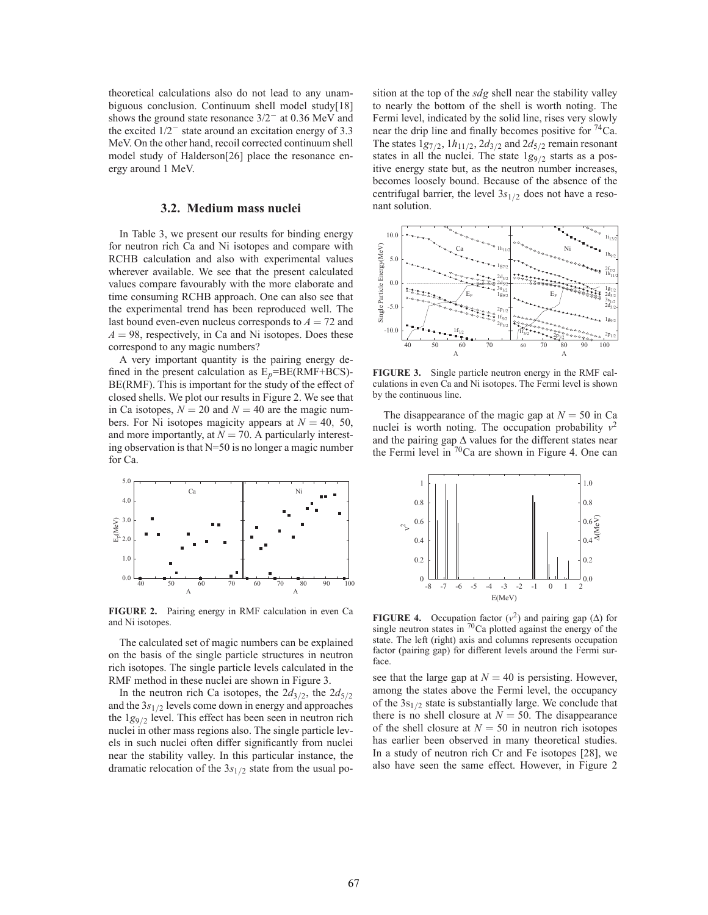theoretical calculations also do not lead to any unambiguous conclusion. Continuum shell model study[18] shows the ground state resonance $3/2^-$ at 0.36 MeV and the excited $1/2^-$ state around an excitation energy of 3.3 MeV. On the other hand, recoil corrected continuum shell model study of Halderson[26] place the resonance energy around 1 MeV.

### 3.2. Medium mass nuclei

In Table 3, we present our results for binding energy for neutron rich Ca and Ni isotopes and compare with RCHB calculation and also with experimental values wherever available. We see that the present calculated values compare favourably with the more elaborate and time consuming RCHB approach. One can also see that the experimental trend has been reproduced well. The last bound even-even nucleus corresponds to $A = 72$ and $A = 98$, respectively, in Ca and Ni isotopes. Does these correspond to any magic numbers?

A very important quantity is the pairing energy defined in the present calculation as $E_p$=BE(RMF+BCS)-BE(RMF). This is important for the study of the effect of closed shells. We plot our results in Figure 2. We see that in Ca isotopes, $N = 20$ and $N = 40$ are the magic numbers. For Ni isotopes magicity appears at $N = 40,\ 50$, and more importantly, at $N = 70$. A particularly interesting observation is that N=50 is no longer a magic number for Ca.

Ca
Ni
$E_p$(MeV)
0.0
1.0
2.0
3.0
4.0
5.0
40 50 60 70
A
60 70 80 90 100
A

**FIGURE 2.** Pairing energy in RMF calculation in even Ca and Ni isotopes.

The calculated set of magic numbers can be explained on the basis of the single particle structures in neutron rich isotopes. The single particle levels calculated in the RMF method in these nuclei are shown in Figure 3.

In the neutron rich Ca isotopes, the $2d_{3/2}$, the $2d_{5/2}$ and the $3s_{1/2}$ levels come down in energy and approaches the $1g_{9/2}$ level. This effect has been seen in neutron rich nuclei in other mass regions also. The single particle levels in such nuclei often differ significantly from nuclei near the stability valley. In this particular instance, the dramatic relocation of the $3s_{1/2}$ state from the usual position at the top of the *sdg* shell near the stability valley to nearly the bottom of the shell is worth noting. The Fermi level, indicated by the solid line, rises very slowly near the drip line and finally becomes positive for $^{74}$Ca. The states $1g_{7/2}$, $1h_{11/2}$, $2d_{3/2}$ and $2d_{5/2}$ remain resonant states in all the nuclei. The state $1g_{9/2}$ starts as a positive energy state but, as the neutron number increases, becomes loosely bound. Because of the absence of the centrifugal barrier, the level $3s_{1/2}$ does not have a resonant solution.

Single Particle Energy(MeV)
10.0
5.0
0.0
-5.0
-10.0
Ca
Ni
$1h_{11/2}$
$1g_{7/2}$
$2d_{3/2}$
$2d_{5/2}$
$3s_{1/2}$
$1g_{9/2}$
$E_F$
$2p_{1/2}$
$1f_{5/2}$
$2p_{3/2}$
$1f_{7/2}$
$1i_{13/2}$
$1h_{9/2}$
$2f_{7/2}$
$1h_{11/2}$
$1g_{7/2}$
$2d_{3/2}$
$3s_{1/2}$
$2d_{5/2}$
$1g_{9/2}$
$2p_{1/2}$
$1f_{5/2}$
$2p_{3/2}$
40 50 60 70
A
60 70 80 90 100
A

**FIGURE 3.** Single particle neutron energy in the RMF calculations in even Ca and Ni isotopes. The Fermi level is shown by the continuous line.

The disappearance of the magic gap at $N = 50$ in Ca nuclei is worth noting. The occupation probability $v^2$ and the pairing gap $\Delta$ values for the different states near the Fermi level in $^{70}$Ca are shown in Figure 4. One can see that the large gap at $N = 40$ is persisting. However, among the states above the Fermi level, the occupancy of the $3s_{1/2}$ state is substantially large. We conclude that there is no shell closure at $N = 50$. The disappearance of the shell closure at $N = 50$ in neutron rich isotopes has earlier been observed in many theoretical studies. In a study of neutron rich Cr and Fe isotopes [28], we also have seen the same effect. However, in Figure 2

$v^2$
0
0.2
0.4
0.6
0.8
1
$\Delta$(MeV)
0.0
0.2
0.4
0.6
0.8
1.0
-8 -7 -6 -5 -4 -3 -2 -1 0 1 2
E(MeV)

**FIGURE 4.** Occupation factor ($v^2$) and pairing gap ($\Delta$) for single neutron states in $^{70}$Ca plotted against the energy of the state. The left (right) axis and columns represents occupation factor (pairing gap) for different levels around the Fermi surface.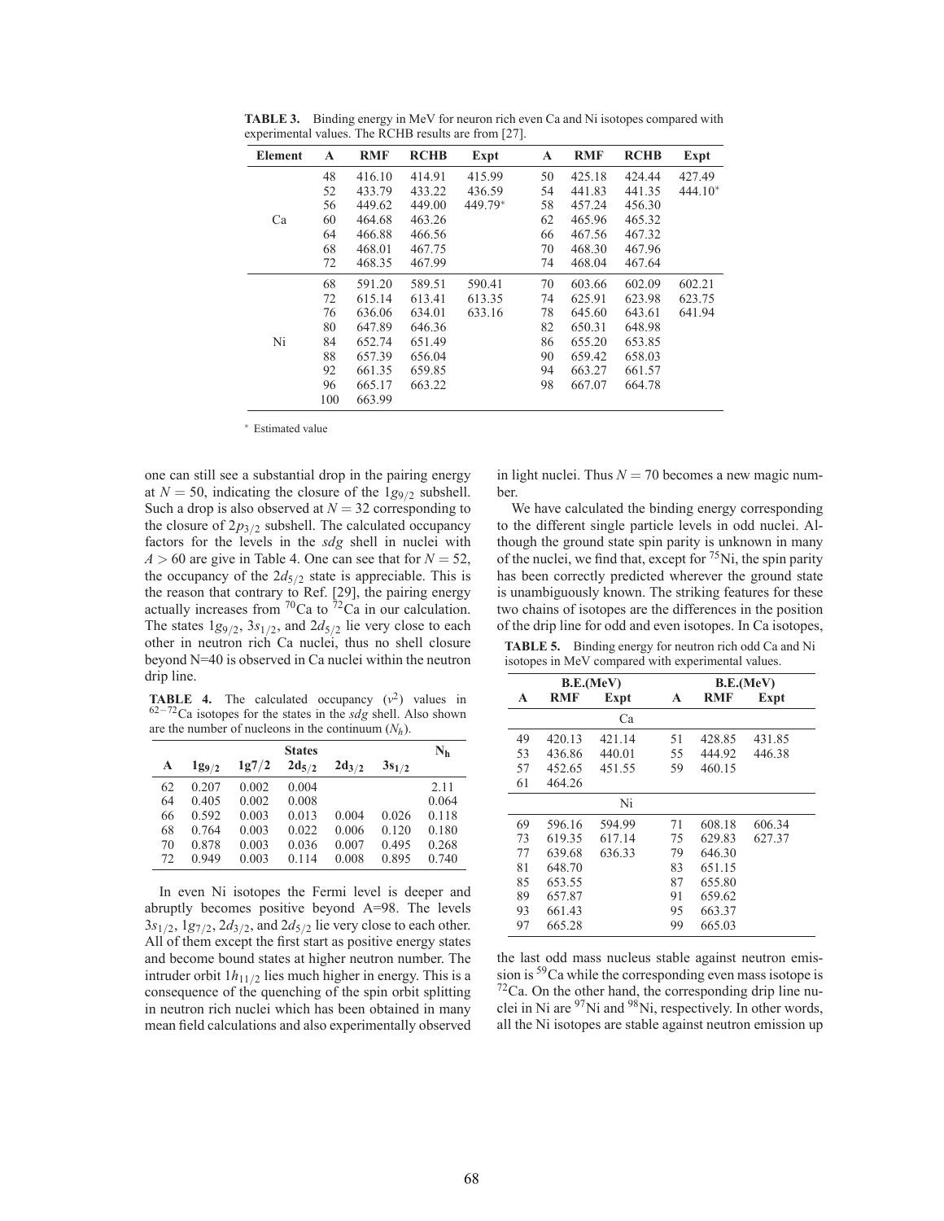**TABLE 3.** Binding energy in MeV for neuron rich even Ca and Ni isotopes compared with experimental values. The RCHB results are from [27].

| Element | A | RMF | RCHB | Expt | A | RMF | RCHB | Expt |
|---|---|---|---|---|---|---|---|---|
| Ca | 48 | 416.10 | 414.91 | 415.99 | 50 | 425.18 | 424.44 | 427.49 |
| | 52 | 433.79 | 433.22 | 436.59 | 54 | 441.83 | 441.35 | 444.10* |
| | 56 | 449.62 | 449.00 | 449.79* | 58 | 457.24 | 456.30 | |
| | 60 | 464.68 | 463.26 | | 62 | 465.96 | 465.32 | |
| | 64 | 466.88 | 466.56 | | 66 | 467.56 | 467.32 | |
| | 68 | 468.01 | 467.75 | | 70 | 468.30 | 467.96 | |
| | 72 | 468.35 | 467.99 | | 74 | 468.04 | 467.64 | |
| Ni | 68 | 591.20 | 589.51 | 590.41 | 70 | 603.66 | 602.09 | 602.21 |
| | 72 | 615.14 | 613.41 | 613.35 | 74 | 625.91 | 623.98 | 623.75 |
| | 76 | 636.06 | 634.01 | 633.16 | 78 | 645.60 | 643.61 | 641.94 |
| | 80 | 647.89 | 646.36 | | 82 | 650.31 | 648.98 | |
| | 84 | 652.74 | 651.49 | | 86 | 655.20 | 653.85 | |
| | 88 | 657.39 | 656.04 | | 90 | 659.42 | 658.03 | |
| | 92 | 661.35 | 659.85 | | 94 | 663.27 | 661.57 | |
| | 96 | 665.17 | 663.22 | | 98 | 667.07 | 664.78 | |
| | 100 | 663.99 | | | | | | |

\* Estimated value

one can still see a substantial drop in the pairing energy at $N = 50$, indicating the closure of the $1g_{9/2}$ subshell. Such a drop is also observed at $N = 32$ corresponding to the closure of $2p_{3/2}$ subshell. The calculated occupancy factors for the levels in the *sdg* shell in nuclei with $A > 60$ are give in Table 4. One can see that for $N = 52$, the occupancy of the $2d_{5/2}$ state is appreciable. This is the reason that contrary to Ref. [29], the pairing energy actually increases from $^{70}$Ca to $^{72}$Ca in our calculation. The states $1g_{9/2}$, $3s_{1/2}$, and $2d_{5/2}$ lie very close to each other in neutron rich Ca nuclei, thus no shell closure beyond N=40 is observed in Ca nuclei within the neutron drip line.

**TABLE 4.** The calculated occupancy ($v^2$) values in $^{62-72}$Ca isotopes for the states in the *sdg* shell. Also shown are the number of nucleons in the continuum ($N_h$).

| A | $1g_{9/2}$ | $1g7/2$ | $2d_{5/2}$ | $2d_{3/2}$ | $3s_{1/2}$ | $N_h$ |
|---|---|---|---|---|---|---|
| 62 | 0.207 | 0.002 | 0.004 | | | 2.11 |
| 64 | 0.405 | 0.002 | 0.008 | | | 0.064 |
| 66 | 0.592 | 0.003 | 0.013 | 0.004 | 0.026 | 0.118 |
| 68 | 0.764 | 0.003 | 0.022 | 0.006 | 0.120 | 0.180 |
| 70 | 0.878 | 0.003 | 0.036 | 0.007 | 0.495 | 0.268 |
| 72 | 0.949 | 0.003 | 0.114 | 0.008 | 0.895 | 0.740 |

In even Ni isotopes the Fermi level is deeper and abruptly becomes positive beyond A=98. The levels $3s_{1/2}$, $1g_{7/2}$, $2d_{3/2}$, and $2d_{5/2}$ lie very close to each other. All of them except the first start as positive energy states and become bound states at higher neutron number. The intruder orbit $1h_{11/2}$ lies much higher in energy. This is a consequence of the quenching of the spin orbit splitting in neutron rich nuclei which has been obtained in many mean field calculations and also experimentally observed in light nuclei. Thus $N = 70$ becomes a new magic number.

We have calculated the binding energy corresponding to the different single particle levels in odd nuclei. Although the ground state spin parity is unknown in many of the nuclei, we find that, except for $^{75}$Ni, the spin parity has been correctly predicted wherever the ground state is unambiguously known. The striking features for these two chains of isotopes are the differences in the position of the drip line for odd and even isotopes. In Ca isotopes, the last odd mass nucleus stable against neutron emission is $^{59}$Ca while the corresponding even mass isotope is $^{72}$Ca. On the other hand, the corresponding drip line nuclei in Ni are $^{97}$Ni and $^{98}$Ni, respectively. In other words, all the Ni isotopes are stable against neutron emission up

**TABLE 5.** Binding energy for neutron rich odd Ca and Ni isotopes in MeV compared with experimental values.

| | B.E.(MeV) | | | B.E.(MeV) | |
|---|---|---|---|---|---|
| A | RMF | Expt | A | RMF | Expt |
| Ca | | | | | |
| 49 | 420.13 | 421.14 | 51 | 428.85 | 431.85 |
| 53 | 436.86 | 440.01 | 55 | 444.92 | 446.38 |
| 57 | 452.65 | 451.55 | 59 | 460.15 | |
| 61 | 464.26 | | | | |
| Ni | | | | | |
| 69 | 596.16 | 594.99 | 71 | 608.18 | 606.34 |
| 73 | 619.35 | 617.14 | 75 | 629.83 | 627.37 |
| 77 | 639.68 | 636.33 | 79 | 646.30 | |
| 81 | 648.70 | | 83 | 651.15 | |
| 85 | 653.55 | | 87 | 655.80 | |
| 89 | 657.87 | | 91 | 659.62 | |
| 93 | 661.43 | | 95 | 663.37 | |
| 97 | 665.28 | | 99 | 665.03 | |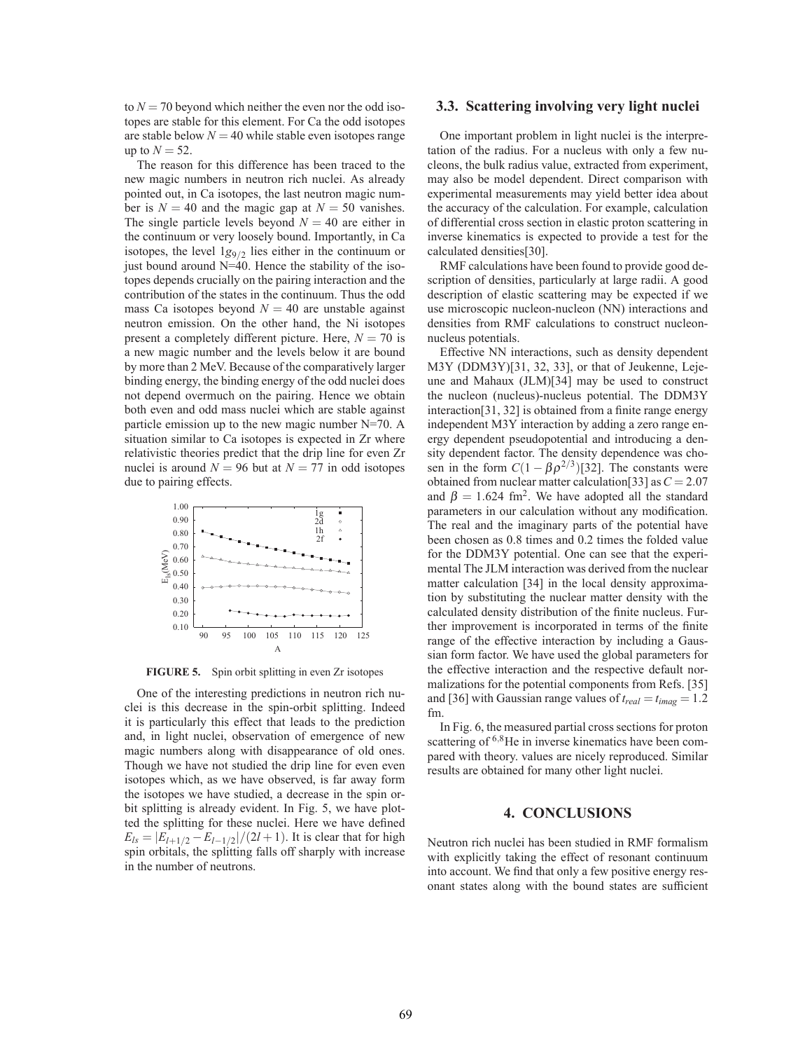to $N = 70$ beyond which neither the even nor the odd isotopes are stable for this element. For Ca the odd isotopes are stable below $N = 40$ while stable even isotopes range up to $N = 52$.

The reason for this difference has been traced to the new magic numbers in neutron rich nuclei. As already pointed out, in Ca isotopes, the last neutron magic number is $N = 40$ and the magic gap at $N = 50$ vanishes. The single particle levels beyond $N = 40$ are either in the continuum or very loosely bound. Importantly, in Ca isotopes, the level $1g_{9/2}$ lies either in the continuum or just bound around N=40. Hence the stability of the isotopes depends crucially on the pairing interaction and the contribution of the states in the continuum. Thus the odd mass Ca isotopes beyond $N = 40$ are unstable against neutron emission. On the other hand, the Ni isotopes present a completely different picture. Here, $N = 70$ is a new magic number and the levels below it are bound by more than 2 MeV. Because of the comparatively larger binding energy, the binding energy of the odd nuclei does not depend overmuch on the pairing. Hence we obtain both even and odd mass nuclei which are stable against particle emission up to the new magic number N=70. A situation similar to Ca isotopes is expected in Zr where relativistic theories predict that the drip line for even Zr nuclei is around $N = 96$ but at $N = 77$ in odd isotopes due to pairing effects.

1.00
0.90
0.80
0.70
0.60
0.50
0.40
0.30
0.20
0.10
$E_{ls}$(MeV)
90 95 100 105 110 115 120 125
A
1g
2d
1h
2f

**FIGURE 5.** Spin orbit splitting in even Zr isotopes

One of the interesting predictions in neutron rich nuclei is this decrease in the spin-orbit splitting. Indeed it is particularly this effect that leads to the prediction and, in light nuclei, observation of emergence of new magic numbers along with disappearance of old ones. Though we have not studied the drip line for even even isotopes which, as we have observed, is far away form the isotopes we have studied, a decrease in the spin orbit splitting is already evident. In Fig. 5, we have plotted the splitting for these nuclei. Here we have defined $E_{ls} = |E_{l+1/2} - E_{l-1/2}|/(2l+1)$. It is clear that for high spin orbitals, the splitting falls off sharply with increase in the number of neutrons.

### 3.3. Scattering involving very light nuclei

One important problem in light nuclei is the interpretation of the radius. For a nucleus with only a few nucleons, the bulk radius value, extracted from experiment, may also be model dependent. Direct comparison with experimental measurements may yield better idea about the accuracy of the calculation. For example, calculation of differential cross section in elastic proton scattering in inverse kinematics is expected to provide a test for the calculated densities[30].

RMF calculations have been found to provide good description of densities, particularly at large radii. A good description of elastic scattering may be expected if we use microscopic nucleon-nucleon (NN) interactions and densities from RMF calculations to construct nucleon-nucleus potentials.

Effective NN interactions, such as density dependent M3Y (DDM3Y)[31, 32, 33], or that of Jeukenne, Lejeune and Mahaux (JLM)[34] may be used to construct the nucleon (nucleus)-nucleus potential. The DDM3Y interaction[31, 32] is obtained from a finite range energy independent M3Y interaction by adding a zero range energy dependent pseudopotential and introducing a density dependent factor. The density dependence was chosen in the form $C(1 - \beta\rho^{2/3})$[32]. The constants were obtained from nuclear matter calculation[33] as $C = 2.07$ and $\beta = 1.624$ fm$^2$. We have adopted all the standard parameters in our calculation without any modification. The real and the imaginary parts of the potential have been chosen as 0.8 times and 0.2 times the folded value for the DDM3Y potential. One can see that the experimental The JLM interaction was derived from the nuclear matter calculation [34] in the local density approximation by substituting the nuclear matter density with the calculated density distribution of the finite nucleus. Further improvement is incorporated in terms of the finite range of the effective interaction by including a Gaussian form factor. We have used the global parameters for the effective interaction and the respective default normalizations for the potential components from Refs. [35] and [36] with Gaussian range values of $t_{real} = t_{imag} = 1.2$ fm.

In Fig. 6, the measured partial cross sections for proton scattering of $^{6,8}$He in inverse kinematics have been compared with theory. values are nicely reproduced. Similar results are obtained for many other light nuclei.

## 4. CONCLUSIONS

Neutron rich nuclei has been studied in RMF formalism with explicitly taking the effect of resonant continuum into account. We find that only a few positive energy resonant states along with the bound states are sufficient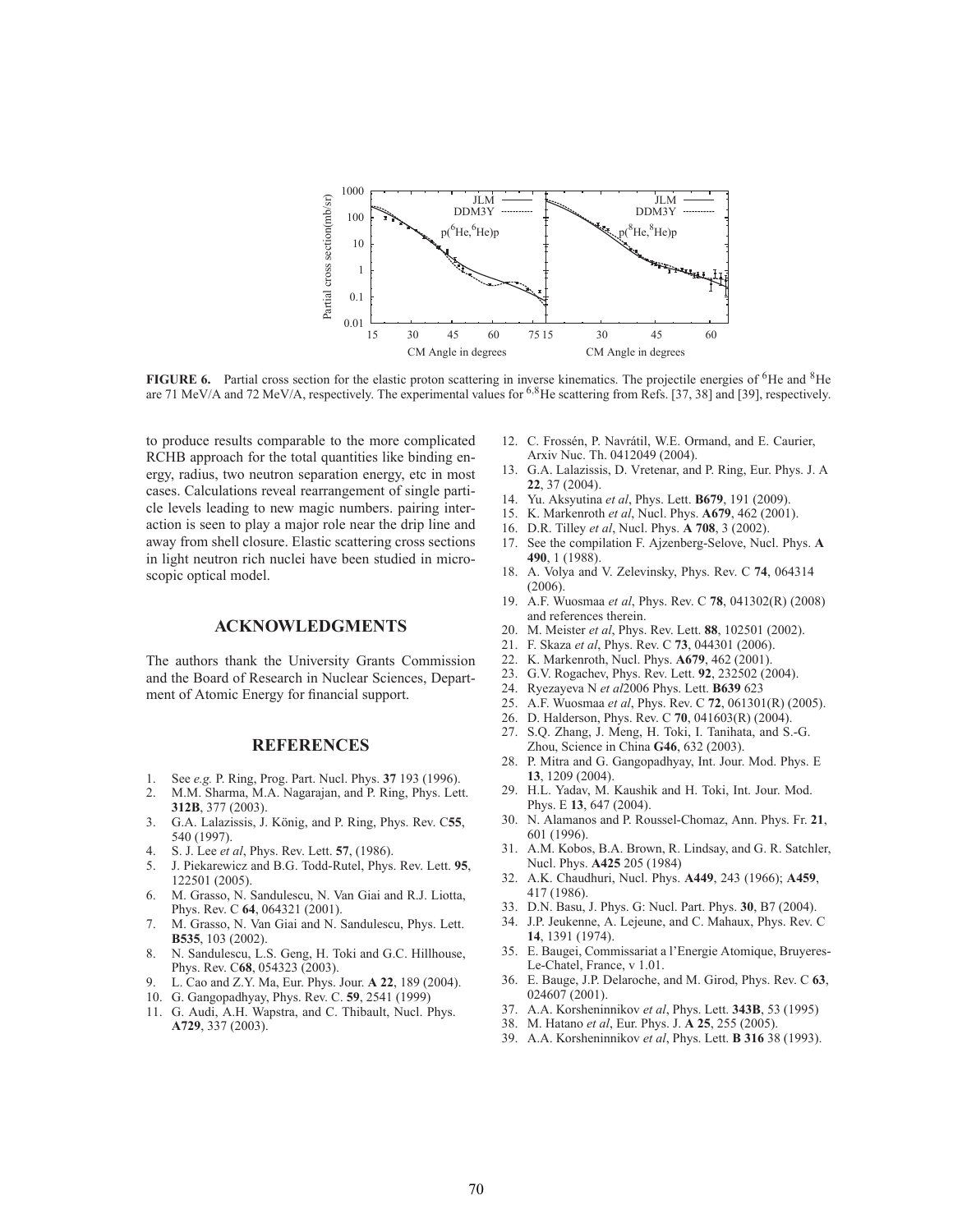1000
100
10
1
0.1
0.01
Partial cross section(mb/sr)
15 30 45 60 75 15 30 45 60
CM Angle in degrees
CM Angle in degrees
JLM
DDM3Y
p($^{6}$He,$^{6}$He)p
JLM
DDM3Y
p($^{8}$He,$^{8}$He)p

**FIGURE 6.** Partial cross section for the elastic proton scattering in inverse kinematics. The projectile energies of $^{6}$He and $^{8}$He are 71 MeV/A and 72 MeV/A, respectively. The experimental values for $^{6,8}$He scattering from Refs. [37, 38] and [39], respectively.

to produce results comparable to the more complicated RCHB approach for the total quantities like binding energy, radius, two neutron separation energy, etc in most cases. Calculations reveal rearrangement of single particle levels leading to new magic numbers. pairing interaction is seen to play a major role near the drip line and away from shell closure. Elastic scattering cross sections in light neutron rich nuclei have been studied in microscopic optical model.

## ACKNOWLEDGMENTS

The authors thank the University Grants Commission and the Board of Research in Nuclear Sciences, Department of Atomic Energy for financial support.

## REFERENCES

1. See *e.g.* P. Ring, Prog. Part. Nucl. Phys. **37** 193 (1996).
2. M.M. Sharma, M.A. Nagarajan, and P. Ring, Phys. Lett. **312B**, 377 (2003).
3. G.A. Lalazissis, J. König, and P. Ring, Phys. Rev. C**55**, 540 (1997).
4. S. J. Lee *et al*, Phys. Rev. Lett. **57**, (1986).
5. J. Piekarewicz and B.G. Todd-Rutel, Phys. Rev. Lett. **95**, 122501 (2005).
6. M. Grasso, N. Sandulescu, N. Van Giai and R.J. Liotta, Phys. Rev. C **64**, 064321 (2001).
7. M. Grasso, N. Van Giai and N. Sandulescu, Phys. Lett. **B535**, 103 (2002).
8. N. Sandulescu, L.S. Geng, H. Toki and G.C. Hillhouse, Phys. Rev. C**68**, 054323 (2003).
9. L. Cao and Z.Y. Ma, Eur. Phys. Jour. **A 22**, 189 (2004).
10. G. Gangopadhyay, Phys. Rev. C. **59**, 2541 (1999)
11. G. Audi, A.H. Wapstra, and C. Thibault, Nucl. Phys. **A729**, 337 (2003).
12. C. Frossén, P. Navrátil, W.E. Ormand, and E. Caurier, Arxiv Nuc. Th. 0412049 (2004).
13. G.A. Lalazissis, D. Vretenar, and P. Ring, Eur. Phys. J. A **22**, 37 (2004).
14. Yu. Aksyutina *et al*, Phys. Lett. **B679**, 191 (2009).
15. K. Markenroth *et al*, Nucl. Phys. **A679**, 462 (2001).
16. D.R. Tilley *et al*, Nucl. Phys. **A 708**, 3 (2002).
17. See the compilation F. Ajzenberg-Selove, Nucl. Phys. **A 490**, 1 (1988).
18. A. Volya and V. Zelevinsky, Phys. Rev. C **74**, 064314 (2006).
19. A.F. Wuosmaa *et al*, Phys. Rev. C **78**, 041302(R) (2008) and references therein.
20. M. Meister *et al*, Phys. Rev. Lett. **88**, 102501 (2002).
21. F. Skaza *et al*, Phys. Rev. C **73**, 044301 (2006).
22. K. Markenroth, Nucl. Phys. **A679**, 462 (2001).
23. G.V. Rogachev, Phys. Rev. Lett. **92**, 232502 (2004).
24. Ryezayeva N *et al*2006 Phys. Lett. **B639** 623
25. A.F. Wuosmaa *et al*, Phys. Rev. C **72**, 061301(R) (2005).
26. D. Halderson, Phys. Rev. C **70**, 041603(R) (2004).
27. S.Q. Zhang, J. Meng, H. Toki, I. Tanihata, and S.-G. Zhou, Science in China **G46**, 632 (2003).
28. P. Mitra and G. Gangopadhyay, Int. Jour. Mod. Phys. E **13**, 1209 (2004).
29. H.L. Yadav, M. Kaushik and H. Toki, Int. Jour. Mod. Phys. E **13**, 647 (2004).
30. N. Alamanos and P. Roussel-Chomaz, Ann. Phys. Fr. **21**, 601 (1996).
31. A.M. Kobos, B.A. Brown, R. Lindsay, and G. R. Satchler, Nucl. Phys. **A425** 205 (1984)
32. A.K. Chaudhuri, Nucl. Phys. **A449**, 243 (1966); **A459**, 417 (1986).
33. D.N. Basu, J. Phys. G: Nucl. Part. Phys. **30**, B7 (2004).
34. J.P. Jeukenne, A. Lejeune, and C. Mahaux, Phys. Rev. C **14**, 1391 (1974).
35. E. Baugei, Commissariat a l'Energie Atomique, Bruyeres-Le-Chatel, France, v 1.01.
36. E. Bauge, J.P. Delaroche, and M. Girod, Phys. Rev. C **63**, 024607 (2001).
37. A.A. Korsheninnikov *et al*, Phys. Lett. **343B**, 53 (1995)
38. M. Hatano *et al*, Eur. Phys. J. **A 25**, 255 (2005).
39. A.A. Korsheninnikov *et al*, Phys. Lett. **B 316** 38 (1993).